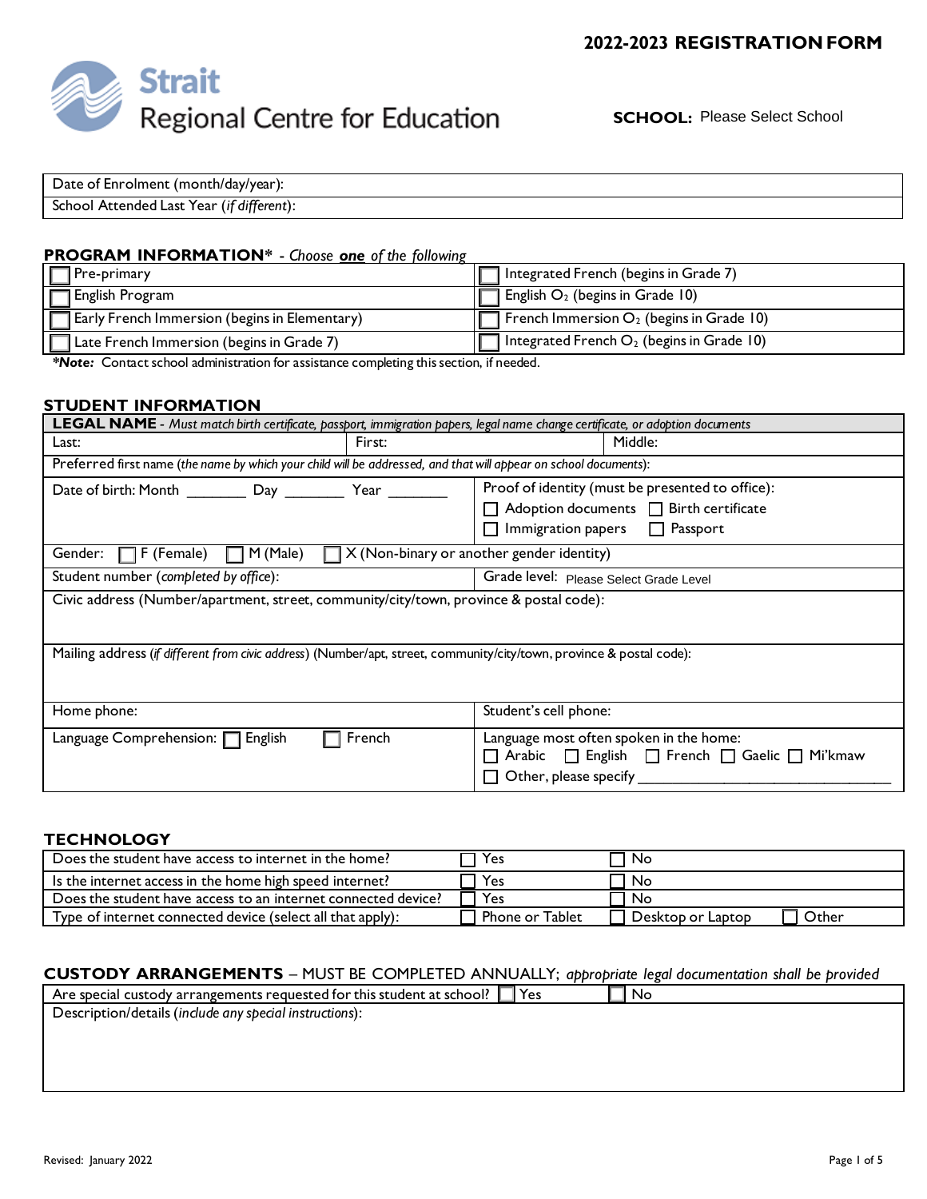**2022-2023 REGISTRATION FORM**

**Strait Regional Centre for Education**

**SCHOOL:** Please Select School

| Date of Enrolment (month/day/year): |
|---|
| School Attended Last Year (*if different*): |

## PROGRAM INFORMATION* - *Choose **one** of the following*

| | |
|---|---|
| ☐ Pre-primary | ☐ Integrated French (begins in Grade 7) |
| ☐ English Program | ☐ English $O_2$ (begins in Grade 10) |
| ☐ Early French Immersion (begins in Elementary) | ☐ French Immersion $O_2$ (begins in Grade 10) |
| ☐ Late French Immersion (begins in Grade 7) | ☐ Integrated French $O_2$ (begins in Grade 10) |

***Note:*** Contact school administration for assistance completing this section, if needed.

## STUDENT INFORMATION

**LEGAL NAME** - *Must match birth certificate, passport, immigration papers, legal name change certificate, or adoption documents*

| Last: | First: | Middle: |
|---|---|---|

Preferred first name (*the name by which your child will be addressed, and that will appear on school documents*):

| | |
|---|---|
| Date of birth: Month _______ Day _______ Year _______ | Proof of identity (must be presented to office):<br>☐ Adoption documents ☐ Birth certificate<br>☐ Immigration papers ☐ Passport |
| Gender: ☐ F (Female) ☐ M (Male) ☐ X (Non-binary or another gender identity) | |
| Student number (*completed by office*): | Grade level: Please Select Grade Level |

Civic address (Number/apartment, street, community/city/town, province & postal code):

Mailing address (*if different from civic address*) (Number/apt, street, community/city/town, province & postal code):

| | |
|---|---|
| Home phone: | Student's cell phone: |
| Language Comprehension: ☐ English ☐ French | Language most often spoken in the home:<br>☐ Arabic ☐ English ☐ French ☐ Gaelic ☐ Mi'kmaw<br>☐ Other, please specify ______________________________ |

## TECHNOLOGY

| | | | |
|---|---|---|---|
| Does the student have access to internet in the home? | ☐ Yes | ☐ No | |
| Is the internet access in the home high speed internet? | ☐ Yes | ☐ No | |
| Does the student have access to an internet connected device? | ☐ Yes | ☐ No | |
| Type of internet connected device (select all that apply): | ☐ Phone or Tablet | ☐ Desktop or Laptop | ☐ Other |

## CUSTODY ARRANGEMENTS – MUST BE COMPLETED ANNUALLY; *appropriate legal documentation shall be provided*

Are special custody arrangements requested for this student at school? ☐ Yes ☐ No

Description/details (*include any special instructions*):

Revised: January 2022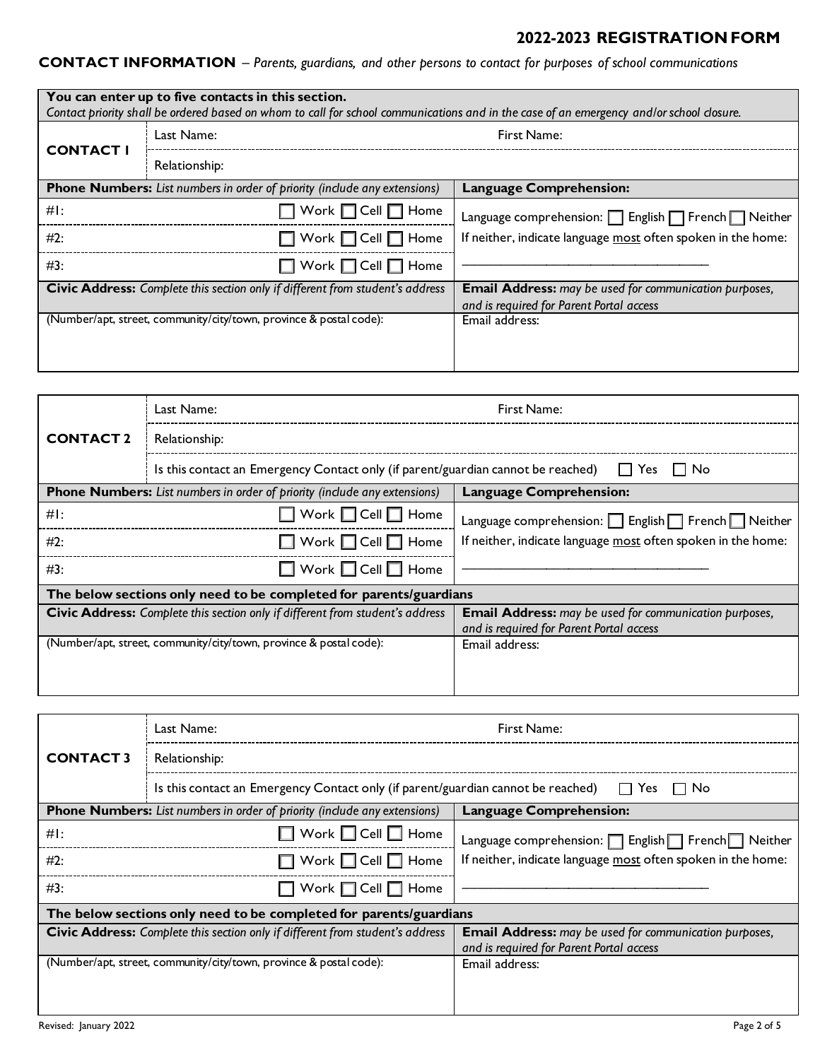# 2022-2023 REGISTRATION FORM

**CONTACT INFORMATION** – *Parents, guardians, and other persons to contact for purposes of school communications*

| **You can enter up to five contacts in this section.** *Contact priority shall be ordered based on whom to call for school communications and in the case of an emergency and/or school closure.* | | |
|---|---|---|
| **CONTACT 1** | Last Name: | First Name: |
| | Relationship: | |
| **Phone Numbers:** *List numbers in order of priority (include any extensions)* | | **Language Comprehension:** |
| #1: | ☐ Work ☐ Cell ☐ Home | Language comprehension: ☐ English ☐ French ☐ Neither |
| #2: | ☐ Work ☐ Cell ☐ Home | If neither, indicate language most often spoken in the home: |
| #3: | ☐ Work ☐ Cell ☐ Home | ___________________________ |
| **Civic Address:** *Complete this section only if different from student's address* | | **Email Address:** *may be used for communication purposes, and is required for Parent Portal access* |
| (Number/apt, street, community/city/town, province & postal code): | | Email address: |

| **CONTACT 2** | Last Name: | First Name: |
|---|---|---|
| | Relationship: | |
| | Is this contact an Emergency Contact only (if parent/guardian cannot be reached) ☐ Yes ☐ No | |
| **Phone Numbers:** *List numbers in order of priority (include any extensions)* | | **Language Comprehension:** |
| #1: | ☐ Work ☐ Cell ☐ Home | Language comprehension: ☐ English ☐ French ☐ Neither |
| #2: | ☐ Work ☐ Cell ☐ Home | If neither, indicate language most often spoken in the home: |
| #3: | ☐ Work ☐ Cell ☐ Home | ___________________________ |
| **The below sections only need to be completed for parents/guardians** | | |
| **Civic Address:** *Complete this section only if different from student's address* | | **Email Address:** *may be used for communication purposes, and is required for Parent Portal access* |
| (Number/apt, street, community/city/town, province & postal code): | | Email address: |

| **CONTACT 3** | Last Name: | First Name: |
|---|---|---|
| | Relationship: | |
| | Is this contact an Emergency Contact only (if parent/guardian cannot be reached) ☐ Yes ☐ No | |
| **Phone Numbers:** *List numbers in order of priority (include any extensions)* | | **Language Comprehension:** |
| #1: | ☐ Work ☐ Cell ☐ Home | Language comprehension: ☐ English ☐ French ☐ Neither |
| #2: | ☐ Work ☐ Cell ☐ Home | If neither, indicate language most often spoken in the home: |
| #3: | ☐ Work ☐ Cell ☐ Home | ___________________________ |
| **The below sections only need to be completed for parents/guardians** | | |
| **Civic Address:** *Complete this section only if different from student's address* | | **Email Address:** *may be used for communication purposes, and is required for Parent Portal access* |
| (Number/apt, street, community/city/town, province & postal code): | | Email address: |

Revised: January 2022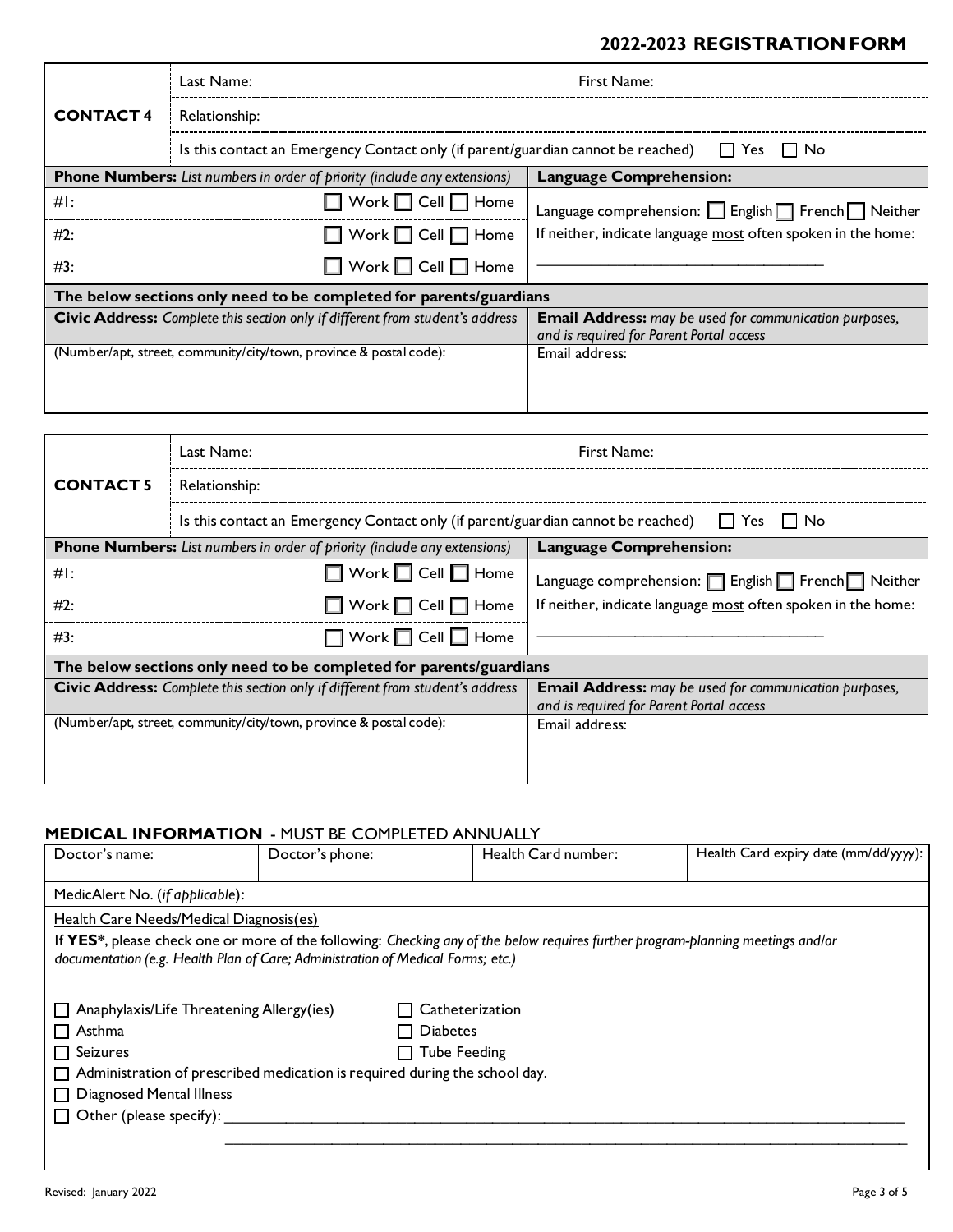## 2022-2023 REGISTRATION FORM

### CONTACT 4

| CONTACT 4 | |
|---|---|
| Last Name: | First Name: |
| Relationship: | |
| Is this contact an Emergency Contact only (if parent/guardian cannot be reached) ☐ Yes ☐ No | |

| **Phone Numbers:** *List numbers in order of priority (include any extensions)* | **Language Comprehension:** |
|---|---|
| #1: ☐ Work ☐ Cell ☐ Home | Language comprehension: ☐ English ☐ French ☐ Neither |
| #2: ☐ Work ☐ Cell ☐ Home | If neither, indicate language <u>most</u> often spoken in the home: |
| #3: ☐ Work ☐ Cell ☐ Home | ______________________________ |

**The below sections only need to be completed for parents/guardians**

| **Civic Address:** *Complete this section only if different from student's address* | **Email Address:** *may be used for communication purposes, and is required for Parent Portal access* |
|---|---|
| (Number/apt, street, community/city/town, province & postal code): | Email address: |

### CONTACT 5

| CONTACT 5 | |
|---|---|
| Last Name: | First Name: |
| Relationship: | |
| Is this contact an Emergency Contact only (if parent/guardian cannot be reached) ☐ Yes ☐ No | |

| **Phone Numbers:** *List numbers in order of priority (include any extensions)* | **Language Comprehension:** |
|---|---|
| #1: ☐ Work ☐ Cell ☐ Home | Language comprehension: ☐ English ☐ French ☐ Neither |
| #2: ☐ Work ☐ Cell ☐ Home | If neither, indicate language <u>most</u> often spoken in the home: |
| #3: ☐ Work ☐ Cell ☐ Home | ______________________________ |

**The below sections only need to be completed for parents/guardians**

| **Civic Address:** *Complete this section only if different from student's address* | **Email Address:** *may be used for communication purposes, and is required for Parent Portal access* |
|---|---|
| (Number/apt, street, community/city/town, province & postal code): | Email address: |

## MEDICAL INFORMATION - MUST BE COMPLETED ANNUALLY

| Doctor's name: | Doctor's phone: | Health Card number: | Health Card expiry date (mm/dd/yyyy): |
|---|---|---|---|
| MedicAlert No. (*if applicable*): | | | |

<u>Health Care Needs/Medical Diagnosis(es)</u>

If **YES***, please check one or more of the following: *Checking any of the below requires further program-planning meetings and/or documentation (e.g. Health Plan of Care; Administration of Medical Forms; etc.)*

- ☐ Anaphylaxis/Life Threatening Allergy(ies)
- ☐ Catheterization
- ☐ Asthma
- ☐ Diabetes
- ☐ Seizures
- ☐ Tube Feeding
- ☐ Administration of prescribed medication is required during the school day.
- ☐ Diagnosed Mental Illness
- ☐ Other (please specify): ______________________________________________

______________________________________________

Revised: January 2022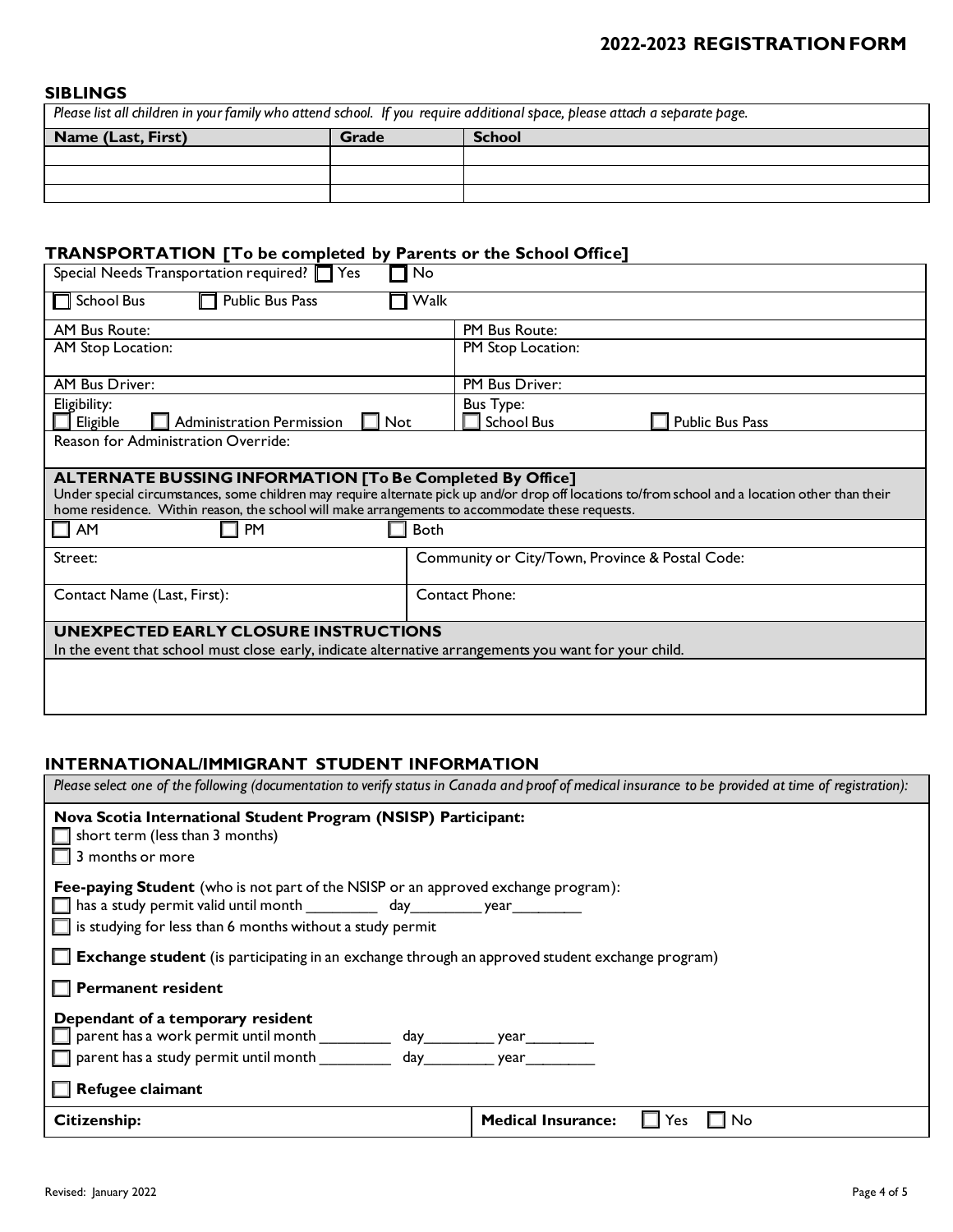## SIBLINGS

*Please list all children in your family who attend school. If you require additional space, please attach a separate page.*

| Name (Last, First) | Grade | School |
|---|---|---|
| | | |
| | | |
| | | |

## TRANSPORTATION [To be completed by Parents or the School Office]

| | |
|---|---|
| Special Needs Transportation required? ☐ Yes ☐ No | |
| ☐ School Bus ☐ Public Bus Pass ☐ Walk | |
| AM Bus Route: | PM Bus Route: |
| AM Stop Location: | PM Stop Location: |
| AM Bus Driver: | PM Bus Driver: |
| Eligibility: ☐ Eligible ☐ Administration Permission ☐ Not | Bus Type: ☐ School Bus ☐ Public Bus Pass |
| Reason for Administration Override: | |

### ALTERNATE BUSSING INFORMATION [To Be Completed By Office]

Under special circumstances, some children may require alternate pick up and/or drop off locations to/from school and a location other than their home residence. Within reason, the school will make arrangements to accommodate these requests.

| | |
|---|---|
| ☐ AM ☐ PM ☐ Both | |
| Street: | Community or City/Town, Province & Postal Code: |
| Contact Name (Last, First): | Contact Phone: |

### UNEXPECTED EARLY CLOSURE INSTRUCTIONS

In the event that school must close early, indicate alternative arrangements you want for your child.

&nbsp;

## INTERNATIONAL/IMMIGRANT STUDENT INFORMATION

*Please select one of the following (documentation to verify status in Canada and proof of medical insurance to be provided at time of registration):*

**Nova Scotia International Student Program (NSISP) Participant:**

☐ short term (less than 3 months)

☐ 3 months or more

**Fee-paying Student** (who is not part of the NSISP or an approved exchange program):

☐ has a study permit valid until month _________ day_________ year_________

☐ is studying for less than 6 months without a study permit

☐ **Exchange student** (is participating in an exchange through an approved student exchange program)

☐ **Permanent resident**

**Dependant of a temporary resident**

☐ parent has a work permit until month _________ day_________ year_________

☐ parent has a study permit until month _________ day_________ year_________

☐ **Refugee claimant**

| | |
|---|---|
| **Citizenship:** | **Medical Insurance:** ☐ Yes ☐ No |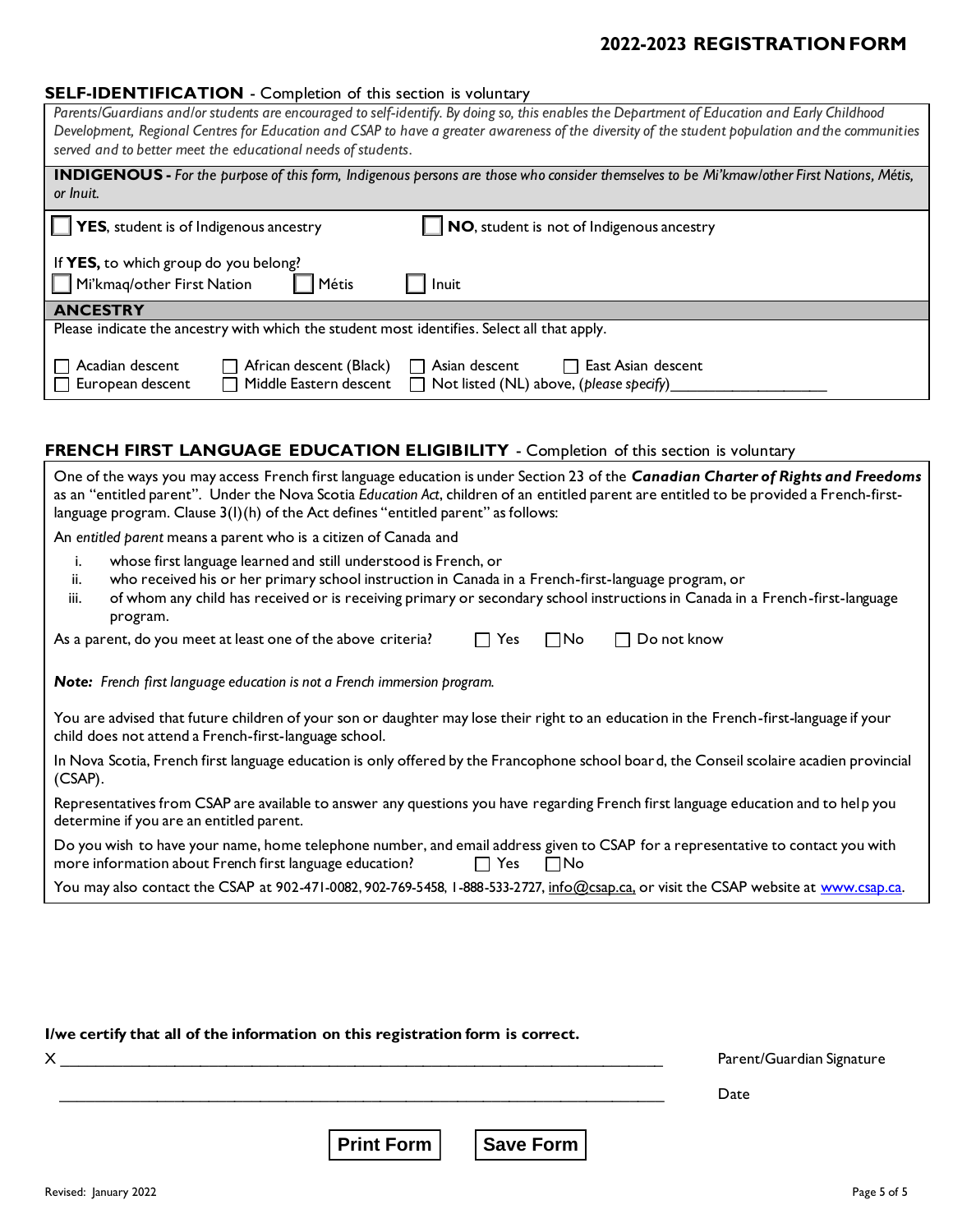# 2022-2023 REGISTRATION FORM

## SELF-IDENTIFICATION - Completion of this section is voluntary

*Parents/Guardians and/or students are encouraged to self-identify. By doing so, this enables the Department of Education and Early Childhood Development, Regional Centres for Education and CSAP to have a greater awareness of the diversity of the student population and the communities served and to better meet the educational needs of students.*

**INDIGENOUS -** *For the purpose of this form, Indigenous persons are those who consider themselves to be Mi'kmaw/other First Nations, Métis, or Inuit.*

☐ **YES**, student is of Indigenous ancestry ☐ **NO**, student is not of Indigenous ancestry

If **YES,** to which group do you belong?

☐ Mi'kmaq/other First Nation ☐ Métis ☐ Inuit

**ANCESTRY**

Please indicate the ancestry with which the student most identifies. Select all that apply.

☐ Acadian descent ☐ African descent (Black) ☐ Asian descent ☐ East Asian descent
☐ European descent ☐ Middle Eastern descent ☐ Not listed (NL) above, (*please specify*)___________________

## FRENCH FIRST LANGUAGE EDUCATION ELIGIBILITY - Completion of this section is voluntary

One of the ways you may access French first language education is under Section 23 of the ***Canadian Charter of Rights and Freedoms*** as an "entitled parent". Under the Nova Scotia *Education Act*, children of an entitled parent are entitled to be provided a French-first-language program. Clause 3(l)(h) of the Act defines "entitled parent" as follows:

An *entitled parent* means a parent who is a citizen of Canada and

i. whose first language learned and still understood is French, or
ii. who received his or her primary school instruction in Canada in a French-first-language program, or
iii. of whom any child has received or is receiving primary or secondary school instructions in Canada in a French-first-language program.

As a parent, do you meet at least one of the above criteria? ☐ Yes ☐ No ☐ Do not know

***Note:*** *French first language education is not a French immersion program.*

You are advised that future children of your son or daughter may lose their right to an education in the French-first-language if your child does not attend a French-first-language school.

In Nova Scotia, French first language education is only offered by the Francophone school board, the Conseil scolaire acadien provincial (CSAP).

Representatives from CSAP are available to answer any questions you have regarding French first language education and to help you determine if you are an entitled parent.

Do you wish to have your name, home telephone number, and email address given to CSAP for a representative to contact you with more information about French first language education? ☐ Yes ☐ No

You may also contact the CSAP at 902-471-0082, 902-769-5458, 1-888-533-2727, info@csap.ca, or visit the CSAP website at www.csap.ca.

**I/we certify that all of the information on this registration form is correct.**

X ________________________________________ Parent/Guardian Signature

________________________________________ Date

Print Form Save Form

Revised: January 2022